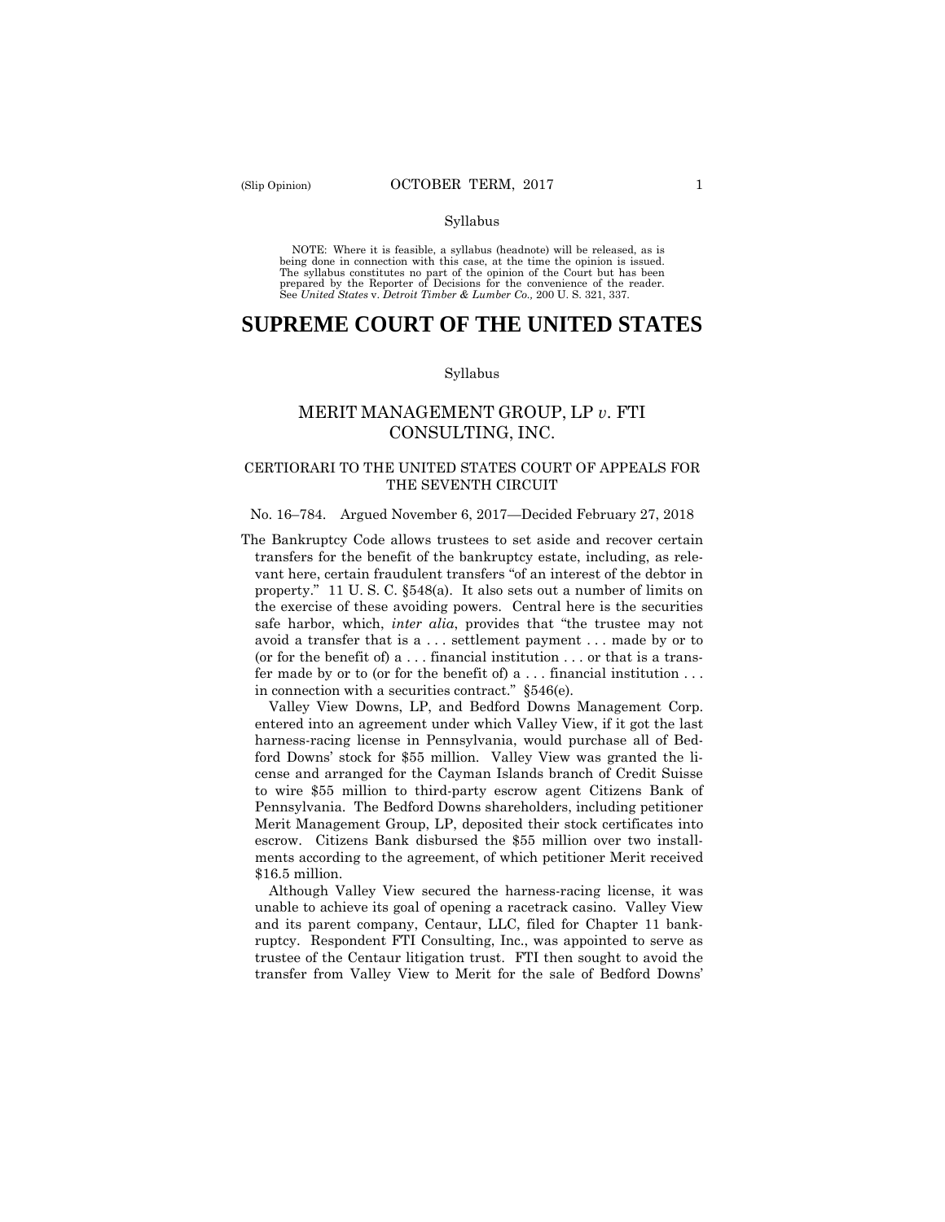Syllabus

NOTE: Where it is feasible, a syllabus (headnote) will be released, as is being done in connection with this case, at the time the opinion is issued. The syllabus constitutes no part of the opinion of the Court but has been prepared by the Reporter of Decisions for the convenience of the reader. See *United States* v. *Detroit Timber & Lumber Co.,* 200 U. S. 321, 337.

# SUPREME COURT OF THE UNITED STATES

Syllabus

## MERIT MANAGEMENT GROUP, LP *v*. FTI CONSULTING, INC.

### CERTIORARI TO THE UNITED STATES COURT OF APPEALS FOR THE SEVENTH CIRCUIT

No. 16–784. Argued November 6, 2017—Decided February 27, 2018

The Bankruptcy Code allows trustees to set aside and recover certain transfers for the benefit of the bankruptcy estate, including, as relevant here, certain fraudulent transfers "of an interest of the debtor in property." 11 U. S. C. §548(a). It also sets out a number of limits on the exercise of these avoiding powers. Central here is the securities safe harbor, which, *inter alia*, provides that "the trustee may not avoid a transfer that is a . . . settlement payment . . . made by or to (or for the benefit of) a . . . financial institution . . . or that is a transfer made by or to (or for the benefit of) a . . . financial institution . . . in connection with a securities contract." §546(e).

Valley View Downs, LP, and Bedford Downs Management Corp. entered into an agreement under which Valley View, if it got the last harness-racing license in Pennsylvania, would purchase all of Bedford Downs' stock for $55 million. Valley View was granted the license and arranged for the Cayman Islands branch of Credit Suisse to wire $55 million to third-party escrow agent Citizens Bank of Pennsylvania. The Bedford Downs shareholders, including petitioner Merit Management Group, LP, deposited their stock certificates into escrow. Citizens Bank disbursed the $55 million over two installments according to the agreement, of which petitioner Merit received $16.5 million.

Although Valley View secured the harness-racing license, it was unable to achieve its goal of opening a racetrack casino. Valley View and its parent company, Centaur, LLC, filed for Chapter 11 bankruptcy. Respondent FTI Consulting, Inc., was appointed to serve as trustee of the Centaur litigation trust. FTI then sought to avoid the transfer from Valley View to Merit for the sale of Bedford Downs'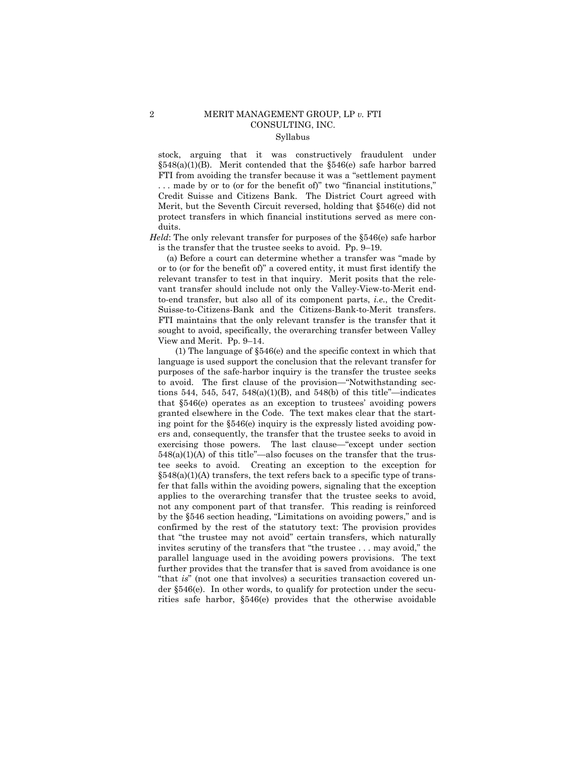stock, arguing that it was constructively fraudulent under §548(a)(1)(B). Merit contended that the §546(e) safe harbor barred FTI from avoiding the transfer because it was a "settlement payment . . . made by or to (or for the benefit of)" two "financial institutions," Credit Suisse and Citizens Bank. The District Court agreed with Merit, but the Seventh Circuit reversed, holding that §546(e) did not protect transfers in which financial institutions served as mere conduits.

*Held*: The only relevant transfer for purposes of the §546(e) safe harbor is the transfer that the trustee seeks to avoid. Pp. 9–19.

(a) Before a court can determine whether a transfer was "made by or to (or for the benefit of)" a covered entity, it must first identify the relevant transfer to test in that inquiry. Merit posits that the relevant transfer should include not only the Valley-View-to-Merit end-to-end transfer, but also all of its component parts, *i.e.*, the Credit-Suisse-to-Citizens-Bank and the Citizens-Bank-to-Merit transfers. FTI maintains that the only relevant transfer is the transfer that it sought to avoid, specifically, the overarching transfer between Valley View and Merit. Pp. 9–14.

(1) The language of §546(e) and the specific context in which that language is used support the conclusion that the relevant transfer for purposes of the safe-harbor inquiry is the transfer the trustee seeks to avoid. The first clause of the provision—"Notwithstanding sections 544, 545, 547, 548(a)(1)(B), and 548(b) of this title"—indicates that §546(e) operates as an exception to trustees' avoiding powers granted elsewhere in the Code. The text makes clear that the starting point for the §546(e) inquiry is the expressly listed avoiding powers and, consequently, the transfer that the trustee seeks to avoid in exercising those powers. The last clause—"except under section 548(a)(1)(A) of this title"—also focuses on the transfer that the trustee seeks to avoid. Creating an exception to the exception for §548(a)(1)(A) transfers, the text refers back to a specific type of transfer that falls within the avoiding powers, signaling that the exception applies to the overarching transfer that the trustee seeks to avoid, not any component part of that transfer. This reading is reinforced by the §546 section heading, "Limitations on avoiding powers," and is confirmed by the rest of the statutory text: The provision provides that "the trustee may not avoid" certain transfers, which naturally invites scrutiny of the transfers that "the trustee . . . may avoid," the parallel language used in the avoiding powers provisions. The text further provides that the transfer that is saved from avoidance is one "that *is*" (not one that involves) a securities transaction covered under §546(e). In other words, to qualify for protection under the securities safe harbor, §546(e) provides that the otherwise avoidable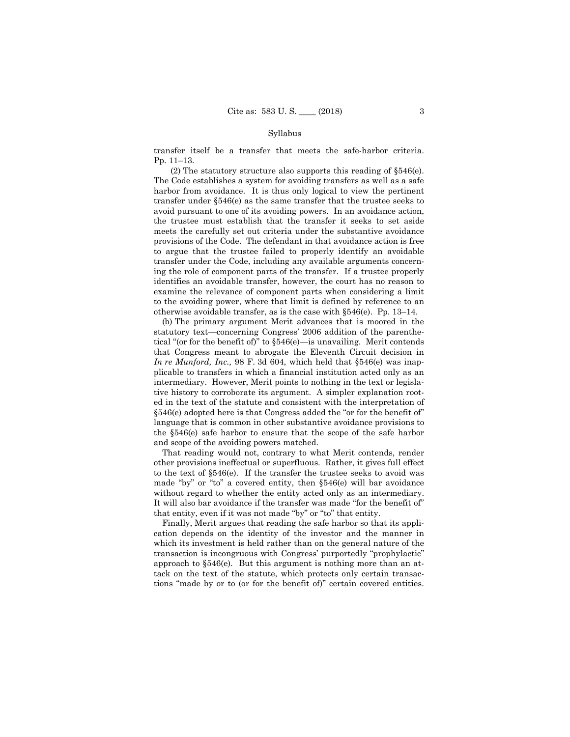transfer itself be a transfer that meets the safe-harbor criteria. Pp. 11–13.

(2) The statutory structure also supports this reading of §546(e). The Code establishes a system for avoiding transfers as well as a safe harbor from avoidance. It is thus only logical to view the pertinent transfer under §546(e) as the same transfer that the trustee seeks to avoid pursuant to one of its avoiding powers. In an avoidance action, the trustee must establish that the transfer it seeks to set aside meets the carefully set out criteria under the substantive avoidance provisions of the Code. The defendant in that avoidance action is free to argue that the trustee failed to properly identify an avoidable transfer under the Code, including any available arguments concerning the role of component parts of the transfer. If a trustee properly identifies an avoidable transfer, however, the court has no reason to examine the relevance of component parts when considering a limit to the avoiding power, where that limit is defined by reference to an otherwise avoidable transfer, as is the case with §546(e). Pp. 13–14.

(b) The primary argument Merit advances that is moored in the statutory text—concerning Congress' 2006 addition of the parenthetical "(or for the benefit of)" to §546(e)—is unavailing. Merit contends that Congress meant to abrogate the Eleventh Circuit decision in *In re Munford, Inc.,* 98 F. 3d 604, which held that §546(e) was inapplicable to transfers in which a financial institution acted only as an intermediary. However, Merit points to nothing in the text or legislative history to corroborate its argument. A simpler explanation rooted in the text of the statute and consistent with the interpretation of §546(e) adopted here is that Congress added the "or for the benefit of" language that is common in other substantive avoidance provisions to the §546(e) safe harbor to ensure that the scope of the safe harbor and scope of the avoiding powers matched.

That reading would not, contrary to what Merit contends, render other provisions ineffectual or superfluous. Rather, it gives full effect to the text of §546(e). If the transfer the trustee seeks to avoid was made "by" or "to" a covered entity, then §546(e) will bar avoidance without regard to whether the entity acted only as an intermediary. It will also bar avoidance if the transfer was made "for the benefit of" that entity, even if it was not made "by" or "to" that entity.

Finally, Merit argues that reading the safe harbor so that its application depends on the identity of the investor and the manner in which its investment is held rather than on the general nature of the transaction is incongruous with Congress' purportedly "prophylactic" approach to §546(e). But this argument is nothing more than an attack on the text of the statute, which protects only certain transactions "made by or to (or for the benefit of)" certain covered entities.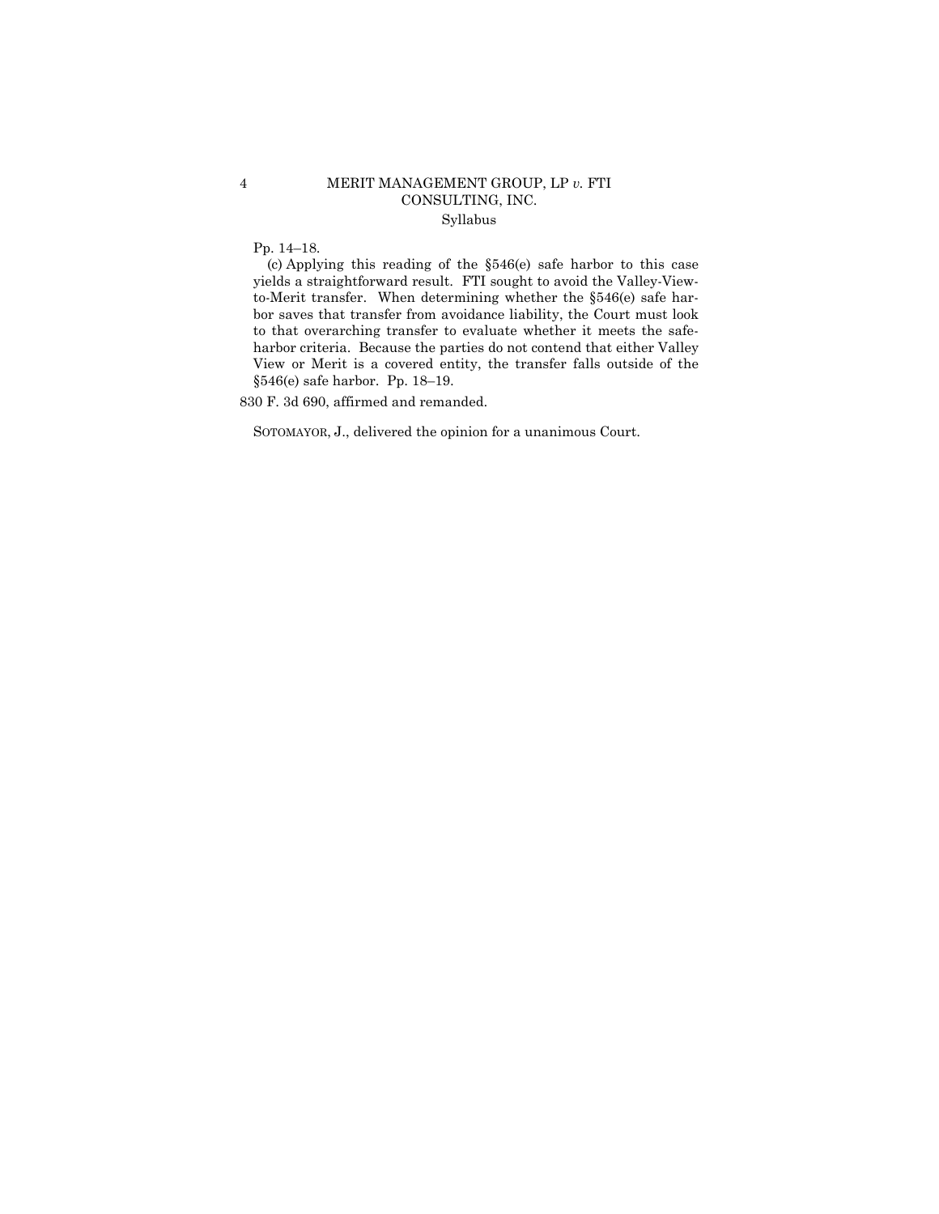Pp. 14–18.

(c) Applying this reading of the §546(e) safe harbor to this case yields a straightforward result. FTI sought to avoid the Valley-View-to-Merit transfer. When determining whether the §546(e) safe harbor saves that transfer from avoidance liability, the Court must look to that overarching transfer to evaluate whether it meets the safe-harbor criteria. Because the parties do not contend that either Valley View or Merit is a covered entity, the transfer falls outside of the §546(e) safe harbor. Pp. 18–19.

830 F. 3d 690, affirmed and remanded.

SOTOMAYOR, J., delivered the opinion for a unanimous Court.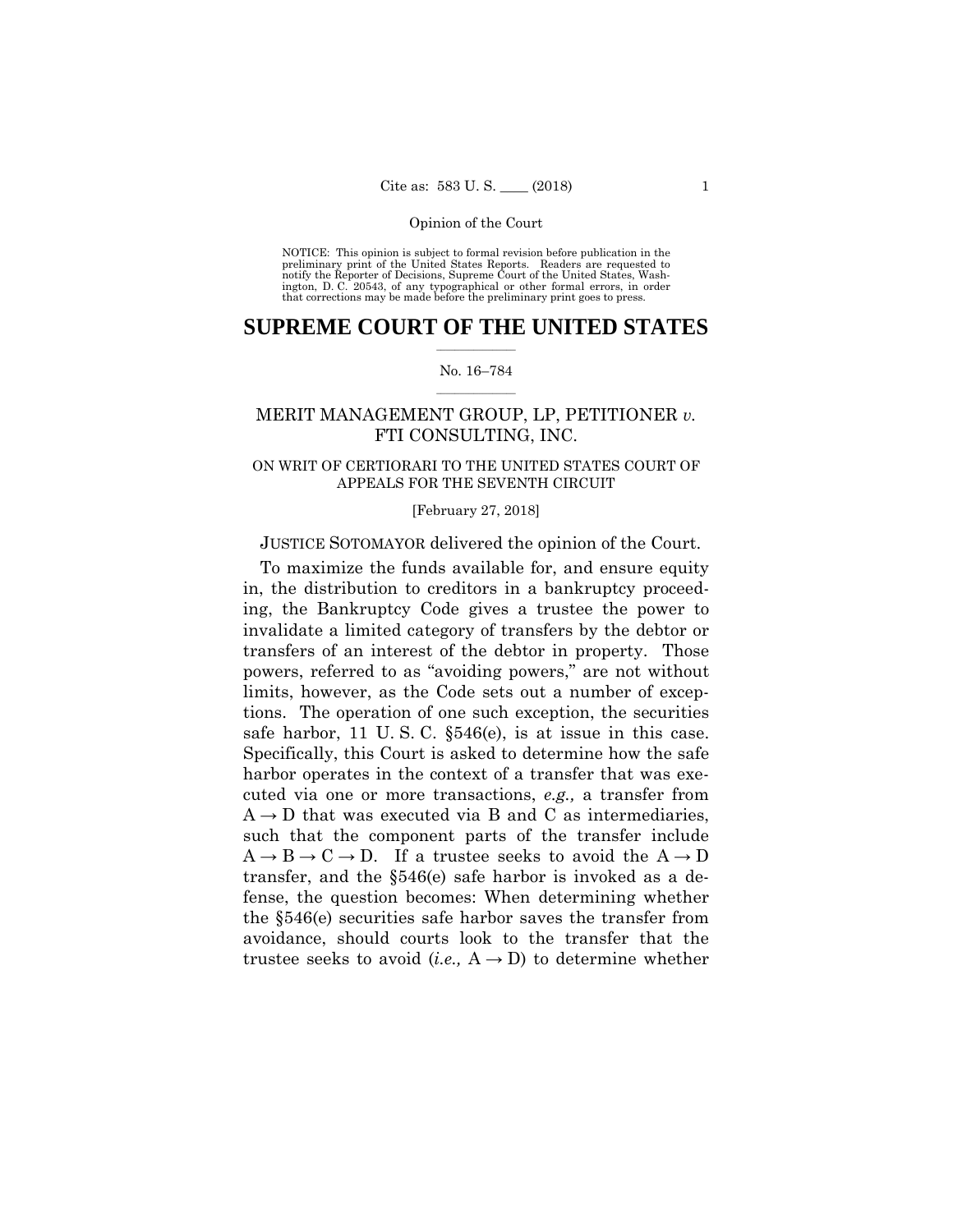Opinion of the Court

NOTICE: This opinion is subject to formal revision before publication in the preliminary print of the United States Reports. Readers are requested to notify the Reporter of Decisions, Supreme Court of the United States, Washington, D. C. 20543, of any typographical or other formal errors, in order that corrections may be made before the preliminary print goes to press.

# SUPREME COURT OF THE UNITED STATES

No. 16–784

## MERIT MANAGEMENT GROUP, LP, PETITIONER *v.* FTI CONSULTING, INC.

ON WRIT OF CERTIORARI TO THE UNITED STATES COURT OF APPEALS FOR THE SEVENTH CIRCUIT

[February 27, 2018]

JUSTICE SOTOMAYOR delivered the opinion of the Court.

To maximize the funds available for, and ensure equity in, the distribution to creditors in a bankruptcy proceeding, the Bankruptcy Code gives a trustee the power to invalidate a limited category of transfers by the debtor or transfers of an interest of the debtor in property. Those powers, referred to as "avoiding powers," are not without limits, however, as the Code sets out a number of exceptions. The operation of one such exception, the securities safe harbor, 11 U. S. C. §546(e), is at issue in this case. Specifically, this Court is asked to determine how the safe harbor operates in the context of a transfer that was executed via one or more transactions, *e.g.,* a transfer from A → D that was executed via B and C as intermediaries, such that the component parts of the transfer include A → B → C → D. If a trustee seeks to avoid the A → D transfer, and the §546(e) safe harbor is invoked as a defense, the question becomes: When determining whether the §546(e) securities safe harbor saves the transfer from avoidance, should courts look to the transfer that the trustee seeks to avoid (*i.e.,* A → D) to determine whether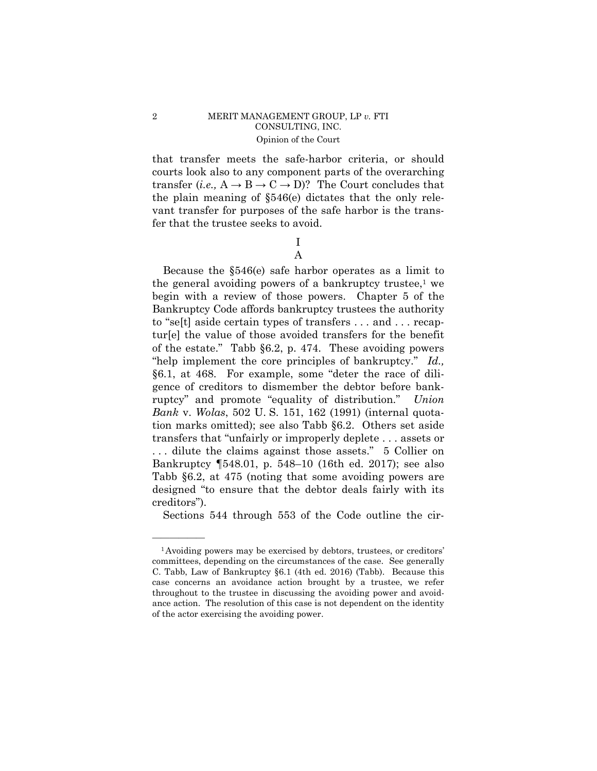that transfer meets the safe-harbor criteria, or should courts look also to any component parts of the overarching transfer (*i.e.,* A → B → C → D)? The Court concludes that the plain meaning of §546(e) dictates that the only relevant transfer for purposes of the safe harbor is the transfer that the trustee seeks to avoid.

# I

## A

Because the §546(e) safe harbor operates as a limit to the general avoiding powers of a bankruptcy trustee,[1] we begin with a review of those powers. Chapter 5 of the Bankruptcy Code affords bankruptcy trustees the authority to "se[t] aside certain types of transfers . . . and . . . recaptur[e] the value of those avoided transfers for the benefit of the estate." Tabb §6.2, p. 474. These avoiding powers "help implement the core principles of bankruptcy." *Id.,* §6.1, at 468. For example, some "deter the race of diligence of creditors to dismember the debtor before bankruptcy" and promote "equality of distribution." *Union Bank* v. *Wolas*, 502 U. S. 151, 162 (1991) (internal quotation marks omitted); see also Tabb §6.2. Others set aside transfers that "unfairly or improperly deplete . . . assets or . . . dilute the claims against those assets." 5 Collier on Bankruptcy ¶548.01, p. 548–10 (16th ed. 2017); see also Tabb §6.2, at 475 (noting that some avoiding powers are designed "to ensure that the debtor deals fairly with its creditors").

Sections 544 through 553 of the Code outline the cir-

---

[1] Avoiding powers may be exercised by debtors, trustees, or creditors' committees, depending on the circumstances of the case. See generally C. Tabb, Law of Bankruptcy §6.1 (4th ed. 2016) (Tabb). Because this case concerns an avoidance action brought by a trustee, we refer throughout to the trustee in discussing the avoiding power and avoidance action. The resolution of this case is not dependent on the identity of the actor exercising the avoiding power.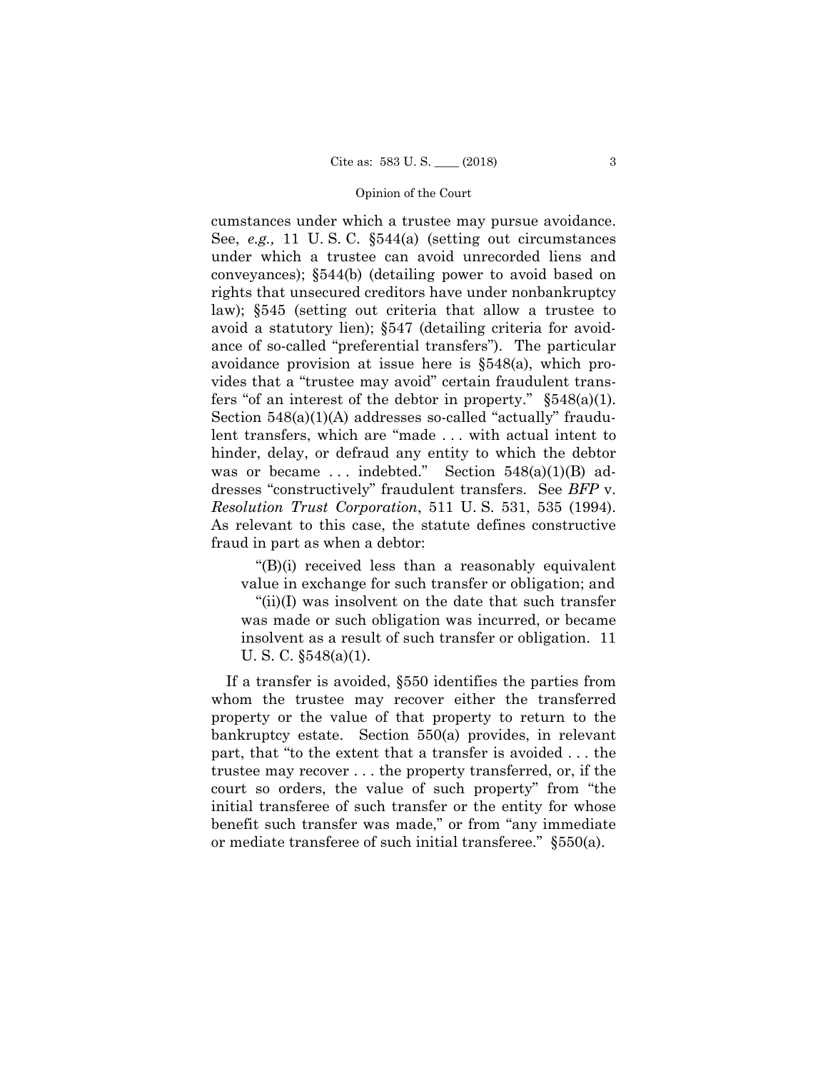cumstances under which a trustee may pursue avoidance. See, *e.g.,* 11 U. S. C. §544(a) (setting out circumstances under which a trustee can avoid unrecorded liens and conveyances); §544(b) (detailing power to avoid based on rights that unsecured creditors have under nonbankruptcy law); §545 (setting out criteria that allow a trustee to avoid a statutory lien); §547 (detailing criteria for avoidance of so-called "preferential transfers"). The particular avoidance provision at issue here is §548(a), which provides that a "trustee may avoid" certain fraudulent transfers "of an interest of the debtor in property." §548(a)(1). Section 548(a)(1)(A) addresses so-called "actually" fraudulent transfers, which are "made . . . with actual intent to hinder, delay, or defraud any entity to which the debtor was or became . . . indebted." Section 548(a)(1)(B) addresses "constructively" fraudulent transfers. See *BFP* v. *Resolution Trust Corporation*, 511 U. S. 531, 535 (1994). As relevant to this case, the statute defines constructive fraud in part as when a debtor:

> "(B)(i) received less than a reasonably equivalent value in exchange for such transfer or obligation; and
>
> "(ii)(I) was insolvent on the date that such transfer was made or such obligation was incurred, or became insolvent as a result of such transfer or obligation. 11 U. S. C. §548(a)(1).

If a transfer is avoided, §550 identifies the parties from whom the trustee may recover either the transferred property or the value of that property to return to the bankruptcy estate. Section 550(a) provides, in relevant part, that "to the extent that a transfer is avoided . . . the trustee may recover . . . the property transferred, or, if the court so orders, the value of such property" from "the initial transferee of such transfer or the entity for whose benefit such transfer was made," or from "any immediate or mediate transferee of such initial transferee." §550(a).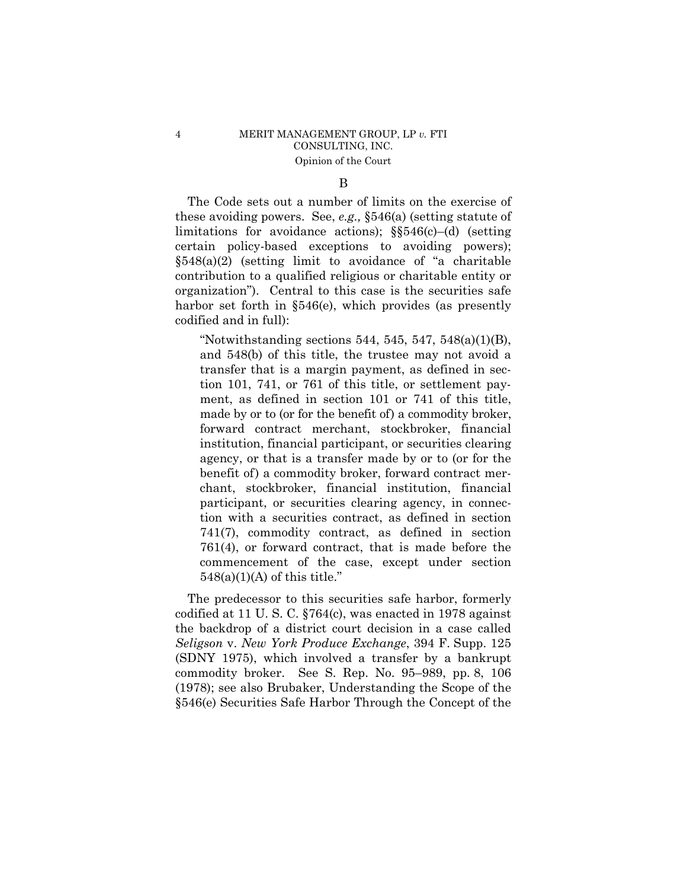B

The Code sets out a number of limits on the exercise of these avoiding powers. See, *e.g.,* §546(a) (setting statute of limitations for avoidance actions); §§546(c)–(d) (setting certain policy-based exceptions to avoiding powers); §548(a)(2) (setting limit to avoidance of "a charitable contribution to a qualified religious or charitable entity or organization"). Central to this case is the securities safe harbor set forth in §546(e), which provides (as presently codified and in full):

> "Notwithstanding sections 544, 545, 547, 548(a)(1)(B), and 548(b) of this title, the trustee may not avoid a transfer that is a margin payment, as defined in section 101, 741, or 761 of this title, or settlement payment, as defined in section 101 or 741 of this title, made by or to (or for the benefit of) a commodity broker, forward contract merchant, stockbroker, financial institution, financial participant, or securities clearing agency, or that is a transfer made by or to (or for the benefit of) a commodity broker, forward contract merchant, stockbroker, financial institution, financial participant, or securities clearing agency, in connection with a securities contract, as defined in section 741(7), commodity contract, as defined in section 761(4), or forward contract, that is made before the commencement of the case, except under section 548(a)(1)(A) of this title."

The predecessor to this securities safe harbor, formerly codified at 11 U. S. C. §764(c), was enacted in 1978 against the backdrop of a district court decision in a case called *Seligson* v. *New York Produce Exchange*, 394 F. Supp. 125 (SDNY 1975), which involved a transfer by a bankrupt commodity broker. See S. Rep. No. 95–989, pp. 8, 106 (1978); see also Brubaker, Understanding the Scope of the §546(e) Securities Safe Harbor Through the Concept of the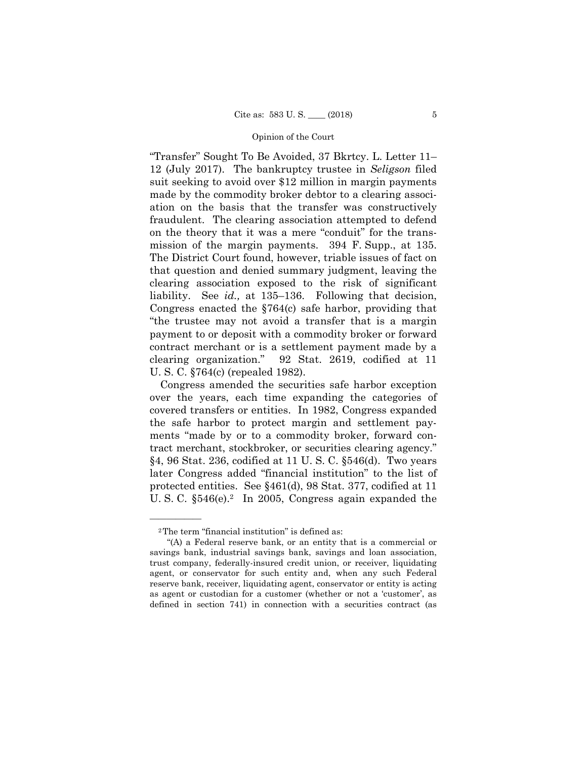"Transfer" Sought To Be Avoided, 37 Bkrtcy. L. Letter 11–12 (July 2017). The bankruptcy trustee in *Seligson* filed suit seeking to avoid over $12 million in margin payments made by the commodity broker debtor to a clearing association on the basis that the transfer was constructively fraudulent. The clearing association attempted to defend on the theory that it was a mere "conduit" for the transmission of the margin payments. 394 F. Supp., at 135. The District Court found, however, triable issues of fact on that question and denied summary judgment, leaving the clearing association exposed to the risk of significant liability. See *id.,* at 135–136. Following that decision, Congress enacted the §764(c) safe harbor, providing that "the trustee may not avoid a transfer that is a margin payment to or deposit with a commodity broker or forward contract merchant or is a settlement payment made by a clearing organization." 92 Stat. 2619, codified at 11 U. S. C. §764(c) (repealed 1982).

Congress amended the securities safe harbor exception over the years, each time expanding the categories of covered transfers or entities. In 1982, Congress expanded the safe harbor to protect margin and settlement payments "made by or to a commodity broker, forward contract merchant, stockbroker, or securities clearing agency." §4, 96 Stat. 236, codified at 11 U. S. C. §546(d). Two years later Congress added "financial institution" to the list of protected entities. See §461(d), 98 Stat. 377, codified at 11 U. S. C. §546(e).[2] In 2005, Congress again expanded the

---

[2] The term "financial institution" is defined as:

"(A) a Federal reserve bank, or an entity that is a commercial or savings bank, industrial savings bank, savings and loan association, trust company, federally-insured credit union, or receiver, liquidating agent, or conservator for such entity and, when any such Federal reserve bank, receiver, liquidating agent, conservator or entity is acting as agent or custodian for a customer (whether or not a 'customer', as defined in section 741) in connection with a securities contract (as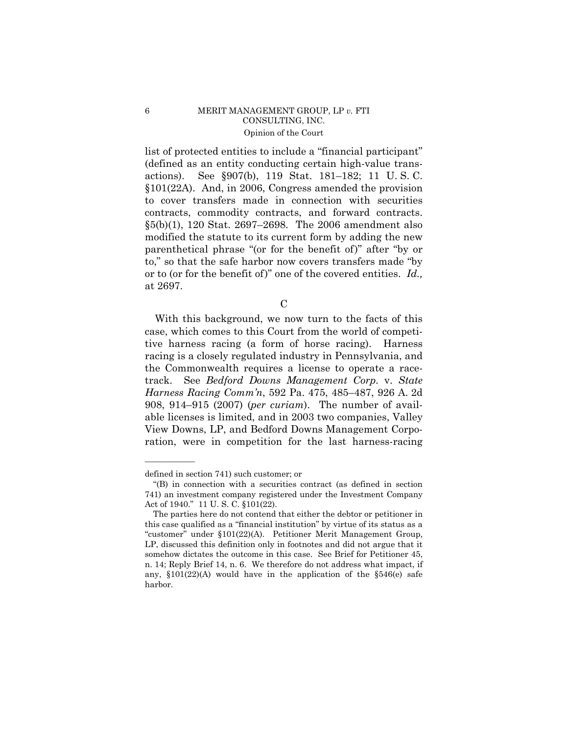list of protected entities to include a "financial participant" (defined as an entity conducting certain high-value transactions). See §907(b), 119 Stat. 181–182; 11 U. S. C. §101(22A). And, in 2006, Congress amended the provision to cover transfers made in connection with securities contracts, commodity contracts, and forward contracts. §5(b)(1), 120 Stat. 2697–2698. The 2006 amendment also modified the statute to its current form by adding the new parenthetical phrase "(or for the benefit of)" after "by or to," so that the safe harbor now covers transfers made "by or to (or for the benefit of)" one of the covered entities. *Id.,* at 2697.

C

With this background, we now turn to the facts of this case, which comes to this Court from the world of competitive harness racing (a form of horse racing). Harness racing is a closely regulated industry in Pennsylvania, and the Commonwealth requires a license to operate a racetrack. See *Bedford Downs Management Corp.* v. *State Harness Racing Comm'n*, 592 Pa. 475, 485–487, 926 A. 2d 908, 914–915 (2007) (*per curiam*). The number of available licenses is limited, and in 2003 two companies, Valley View Downs, LP, and Bedford Downs Management Corporation, were in competition for the last harness-racing

———————

defined in section 741) such customer; or

"(B) in connection with a securities contract (as defined in section 741) an investment company registered under the Investment Company Act of 1940." 11 U. S. C. §101(22).

The parties here do not contend that either the debtor or petitioner in this case qualified as a "financial institution" by virtue of its status as a "customer" under §101(22)(A). Petitioner Merit Management Group, LP, discussed this definition only in footnotes and did not argue that it somehow dictates the outcome in this case. See Brief for Petitioner 45, n. 14; Reply Brief 14, n. 6. We therefore do not address what impact, if any, §101(22)(A) would have in the application of the §546(e) safe harbor.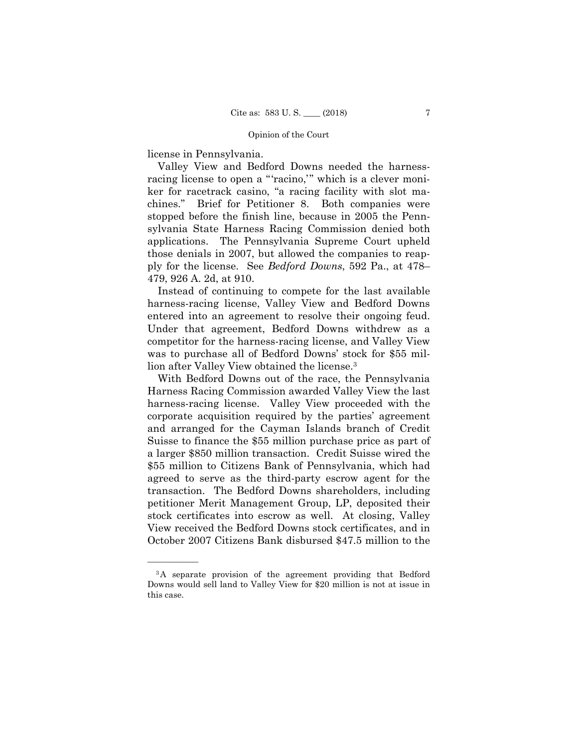license in Pennsylvania.

Valley View and Bedford Downs needed the harness-racing license to open a "'racino,'" which is a clever moniker for racetrack casino, "a racing facility with slot machines." Brief for Petitioner 8. Both companies were stopped before the finish line, because in 2005 the Pennsylvania State Harness Racing Commission denied both applications. The Pennsylvania Supreme Court upheld those denials in 2007, but allowed the companies to reapply for the license. See *Bedford Downs*, 592 Pa., at 478–479, 926 A. 2d, at 910.

Instead of continuing to compete for the last available harness-racing license, Valley View and Bedford Downs entered into an agreement to resolve their ongoing feud. Under that agreement, Bedford Downs withdrew as a competitor for the harness-racing license, and Valley View was to purchase all of Bedford Downs' stock for $55 million after Valley View obtained the license.[3]

With Bedford Downs out of the race, the Pennsylvania Harness Racing Commission awarded Valley View the last harness-racing license. Valley View proceeded with the corporate acquisition required by the parties' agreement and arranged for the Cayman Islands branch of Credit Suisse to finance the $55 million purchase price as part of a larger $850 million transaction. Credit Suisse wired the $55 million to Citizens Bank of Pennsylvania, which had agreed to serve as the third-party escrow agent for the transaction. The Bedford Downs shareholders, including petitioner Merit Management Group, LP, deposited their stock certificates into escrow as well. At closing, Valley View received the Bedford Downs stock certificates, and in October 2007 Citizens Bank disbursed $47.5 million to the

---

[3] A separate provision of the agreement providing that Bedford Downs would sell land to Valley View for $20 million is not at issue in this case.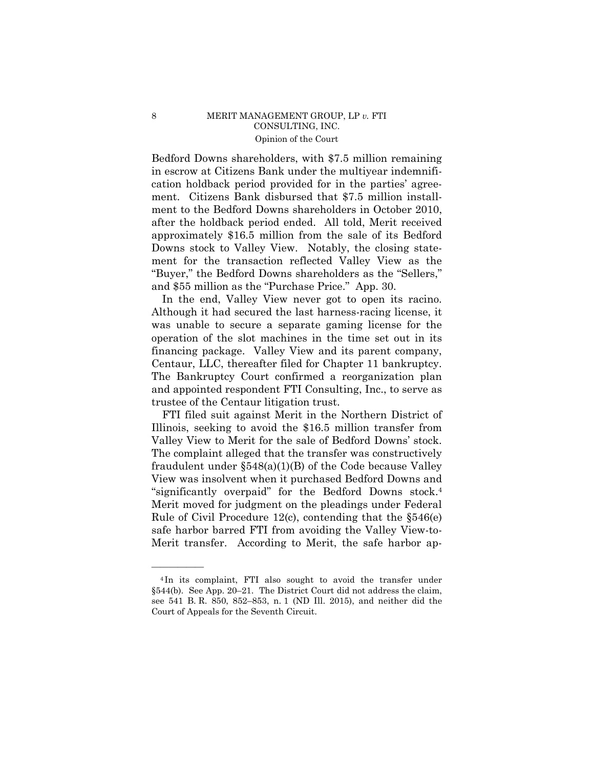Bedford Downs shareholders, with \$7.5 million remaining in escrow at Citizens Bank under the multiyear indemnification holdback period provided for in the parties' agreement. Citizens Bank disbursed that \$7.5 million installment to the Bedford Downs shareholders in October 2010, after the holdback period ended. All told, Merit received approximately \$16.5 million from the sale of its Bedford Downs stock to Valley View. Notably, the closing statement for the transaction reflected Valley View as the "Buyer," the Bedford Downs shareholders as the "Sellers," and \$55 million as the "Purchase Price." App. 30.

In the end, Valley View never got to open its racino. Although it had secured the last harness-racing license, it was unable to secure a separate gaming license for the operation of the slot machines in the time set out in its financing package. Valley View and its parent company, Centaur, LLC, thereafter filed for Chapter 11 bankruptcy. The Bankruptcy Court confirmed a reorganization plan and appointed respondent FTI Consulting, Inc., to serve as trustee of the Centaur litigation trust.

FTI filed suit against Merit in the Northern District of Illinois, seeking to avoid the \$16.5 million transfer from Valley View to Merit for the sale of Bedford Downs' stock. The complaint alleged that the transfer was constructively fraudulent under §548(a)(1)(B) of the Code because Valley View was insolvent when it purchased Bedford Downs and "significantly overpaid" for the Bedford Downs stock.[4] Merit moved for judgment on the pleadings under Federal Rule of Civil Procedure 12(c), contending that the §546(e) safe harbor barred FTI from avoiding the Valley View-to-Merit transfer. According to Merit, the safe harbor ap-

---

[4] In its complaint, FTI also sought to avoid the transfer under §544(b). See App. 20–21. The District Court did not address the claim, see 541 B. R. 850, 852–853, n. 1 (ND Ill. 2015), and neither did the Court of Appeals for the Seventh Circuit.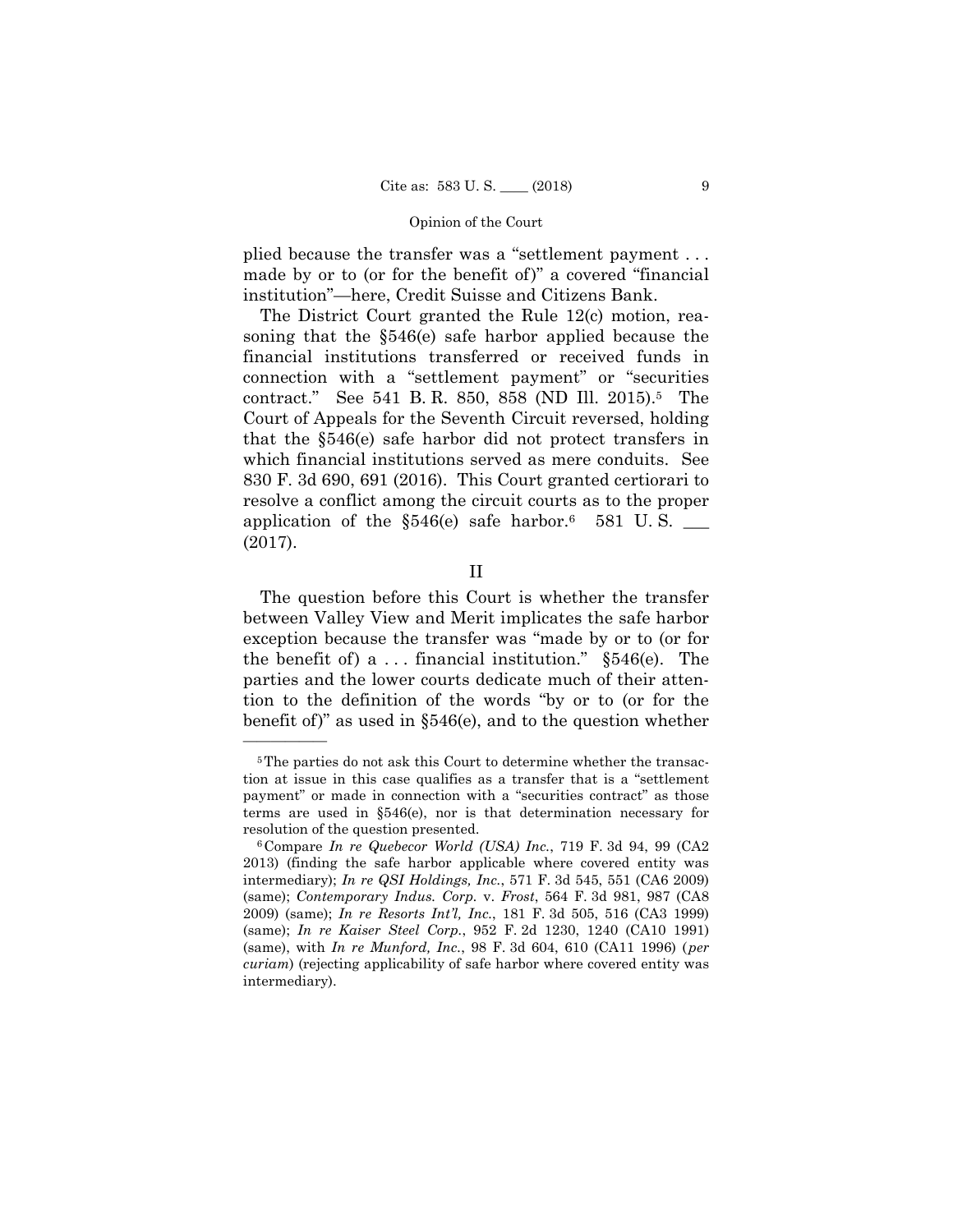plied because the transfer was a "settlement payment . . . made by or to (or for the benefit of)" a covered "financial institution"—here, Credit Suisse and Citizens Bank.

The District Court granted the Rule 12(c) motion, reasoning that the §546(e) safe harbor applied because the financial institutions transferred or received funds in connection with a "settlement payment" or "securities contract." See 541 B. R. 850, 858 (ND Ill. 2015).[5] The Court of Appeals for the Seventh Circuit reversed, holding that the §546(e) safe harbor did not protect transfers in which financial institutions served as mere conduits. See 830 F. 3d 690, 691 (2016). This Court granted certiorari to resolve a conflict among the circuit courts as to the proper application of the §546(e) safe harbor.[6] 581 U. S. \_\_\_ (2017).

## II

The question before this Court is whether the transfer between Valley View and Merit implicates the safe harbor exception because the transfer was "made by or to (or for the benefit of) a . . . financial institution." §546(e). The parties and the lower courts dedicate much of their attention to the definition of the words "by or to (or for the benefit of)" as used in §546(e), and to the question whether

---

[5] The parties do not ask this Court to determine whether the transaction at issue in this case qualifies as a transfer that is a "settlement payment" or made in connection with a "securities contract" as those terms are used in §546(e), nor is that determination necessary for resolution of the question presented.

[6] Compare *In re Quebecor World (USA) Inc.*, 719 F. 3d 94, 99 (CA2 2013) (finding the safe harbor applicable where covered entity was intermediary); *In re QSI Holdings, Inc.*, 571 F. 3d 545, 551 (CA6 2009) (same); *Contemporary Indus. Corp.* v. *Frost*, 564 F. 3d 981, 987 (CA8 2009) (same); *In re Resorts Int'l, Inc.*, 181 F. 3d 505, 516 (CA3 1999) (same); *In re Kaiser Steel Corp.*, 952 F. 2d 1230, 1240 (CA10 1991) (same), with *In re Munford, Inc.*, 98 F. 3d 604, 610 (CA11 1996) (*per curiam*) (rejecting applicability of safe harbor where covered entity was intermediary).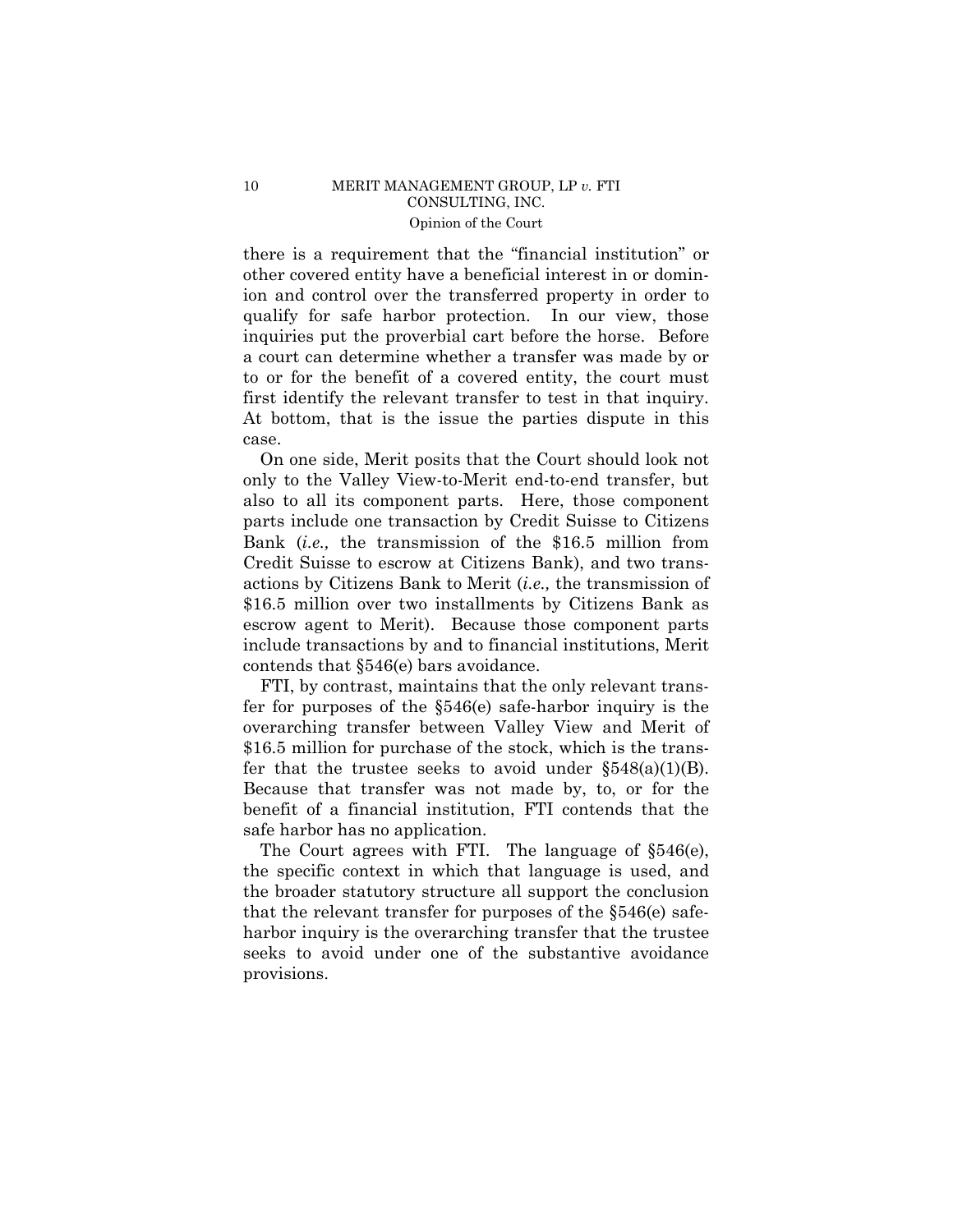there is a requirement that the "financial institution" or other covered entity have a beneficial interest in or dominion and control over the transferred property in order to qualify for safe harbor protection. In our view, those inquiries put the proverbial cart before the horse. Before a court can determine whether a transfer was made by or to or for the benefit of a covered entity, the court must first identify the relevant transfer to test in that inquiry. At bottom, that is the issue the parties dispute in this case.

On one side, Merit posits that the Court should look not only to the Valley View-to-Merit end-to-end transfer, but also to all its component parts. Here, those component parts include one transaction by Credit Suisse to Citizens Bank (*i.e.,* the transmission of the $16.5 million from Credit Suisse to escrow at Citizens Bank), and two transactions by Citizens Bank to Merit (*i.e.,* the transmission of $16.5 million over two installments by Citizens Bank as escrow agent to Merit). Because those component parts include transactions by and to financial institutions, Merit contends that §546(e) bars avoidance.

FTI, by contrast, maintains that the only relevant transfer for purposes of the §546(e) safe-harbor inquiry is the overarching transfer between Valley View and Merit of $16.5 million for purchase of the stock, which is the transfer that the trustee seeks to avoid under §548(a)(1)(B). Because that transfer was not made by, to, or for the benefit of a financial institution, FTI contends that the safe harbor has no application.

The Court agrees with FTI. The language of §546(e), the specific context in which that language is used, and the broader statutory structure all support the conclusion that the relevant transfer for purposes of the §546(e) safe-harbor inquiry is the overarching transfer that the trustee seeks to avoid under one of the substantive avoidance provisions.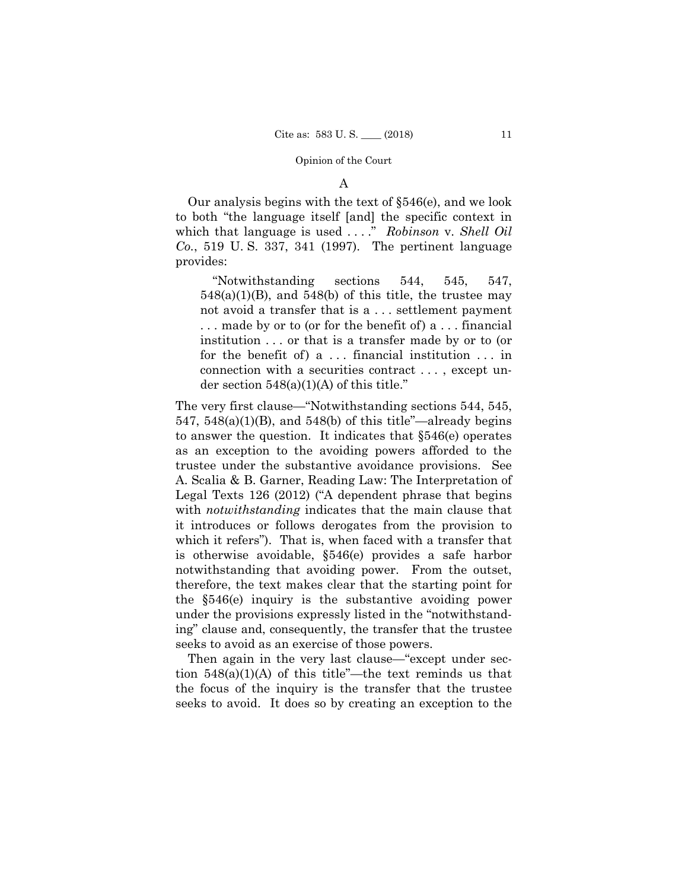### A

Our analysis begins with the text of §546(e), and we look to both "the language itself [and] the specific context in which that language is used . . . ." *Robinson* v. *Shell Oil Co.*, 519 U. S. 337, 341 (1997). The pertinent language provides:

> "Notwithstanding sections 544, 545, 547, 548(a)(1)(B), and 548(b) of this title, the trustee may not avoid a transfer that is a . . . settlement payment . . . made by or to (or for the benefit of) a . . . financial institution . . . or that is a transfer made by or to (or for the benefit of) a . . . financial institution . . . in connection with a securities contract . . . , except under section 548(a)(1)(A) of this title."

The very first clause—"Notwithstanding sections 544, 545, 547, 548(a)(1)(B), and 548(b) of this title"—already begins to answer the question. It indicates that §546(e) operates as an exception to the avoiding powers afforded to the trustee under the substantive avoidance provisions. See A. Scalia & B. Garner, Reading Law: The Interpretation of Legal Texts 126 (2012) ("A dependent phrase that begins with *notwithstanding* indicates that the main clause that it introduces or follows derogates from the provision to which it refers"). That is, when faced with a transfer that is otherwise avoidable, §546(e) provides a safe harbor notwithstanding that avoiding power. From the outset, therefore, the text makes clear that the starting point for the §546(e) inquiry is the substantive avoiding power under the provisions expressly listed in the "notwithstanding" clause and, consequently, the transfer that the trustee seeks to avoid as an exercise of those powers.

Then again in the very last clause—"except under section 548(a)(1)(A) of this title"—the text reminds us that the focus of the inquiry is the transfer that the trustee seeks to avoid. It does so by creating an exception to the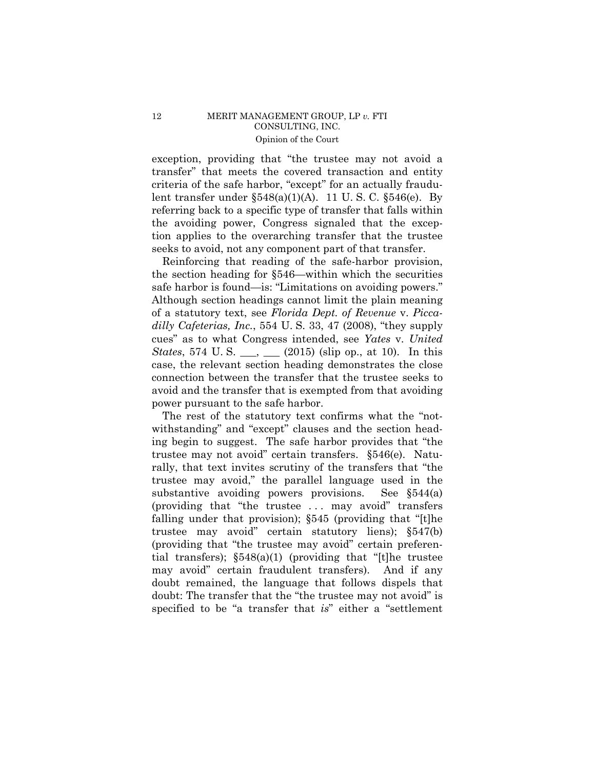exception, providing that "the trustee may not avoid a transfer" that meets the covered transaction and entity criteria of the safe harbor, "except" for an actually fraudulent transfer under §548(a)(1)(A). 11 U. S. C. §546(e). By referring back to a specific type of transfer that falls within the avoiding power, Congress signaled that the exception applies to the overarching transfer that the trustee seeks to avoid, not any component part of that transfer.

Reinforcing that reading of the safe-harbor provision, the section heading for §546—within which the securities safe harbor is found—is: "Limitations on avoiding powers." Although section headings cannot limit the plain meaning of a statutory text, see *Florida Dept. of Revenue* v. *Piccadilly Cafeterias, Inc.*, 554 U. S. 33, 47 (2008), "they supply cues" as to what Congress intended, see *Yates* v. *United States*, 574 U. S. ___, ___ (2015) (slip op., at 10). In this case, the relevant section heading demonstrates the close connection between the transfer that the trustee seeks to avoid and the transfer that is exempted from that avoiding power pursuant to the safe harbor.

The rest of the statutory text confirms what the "notwithstanding" and "except" clauses and the section heading begin to suggest. The safe harbor provides that "the trustee may not avoid" certain transfers. §546(e). Naturally, that text invites scrutiny of the transfers that "the trustee may avoid," the parallel language used in the substantive avoiding powers provisions. See §544(a) (providing that "the trustee . . . may avoid" transfers falling under that provision); §545 (providing that "[t]he trustee may avoid" certain statutory liens); §547(b) (providing that "the trustee may avoid" certain preferential transfers); §548(a)(1) (providing that "[t]he trustee may avoid" certain fraudulent transfers). And if any doubt remained, the language that follows dispels that doubt: The transfer that the "the trustee may not avoid" is specified to be "a transfer that *is*" either a "settlement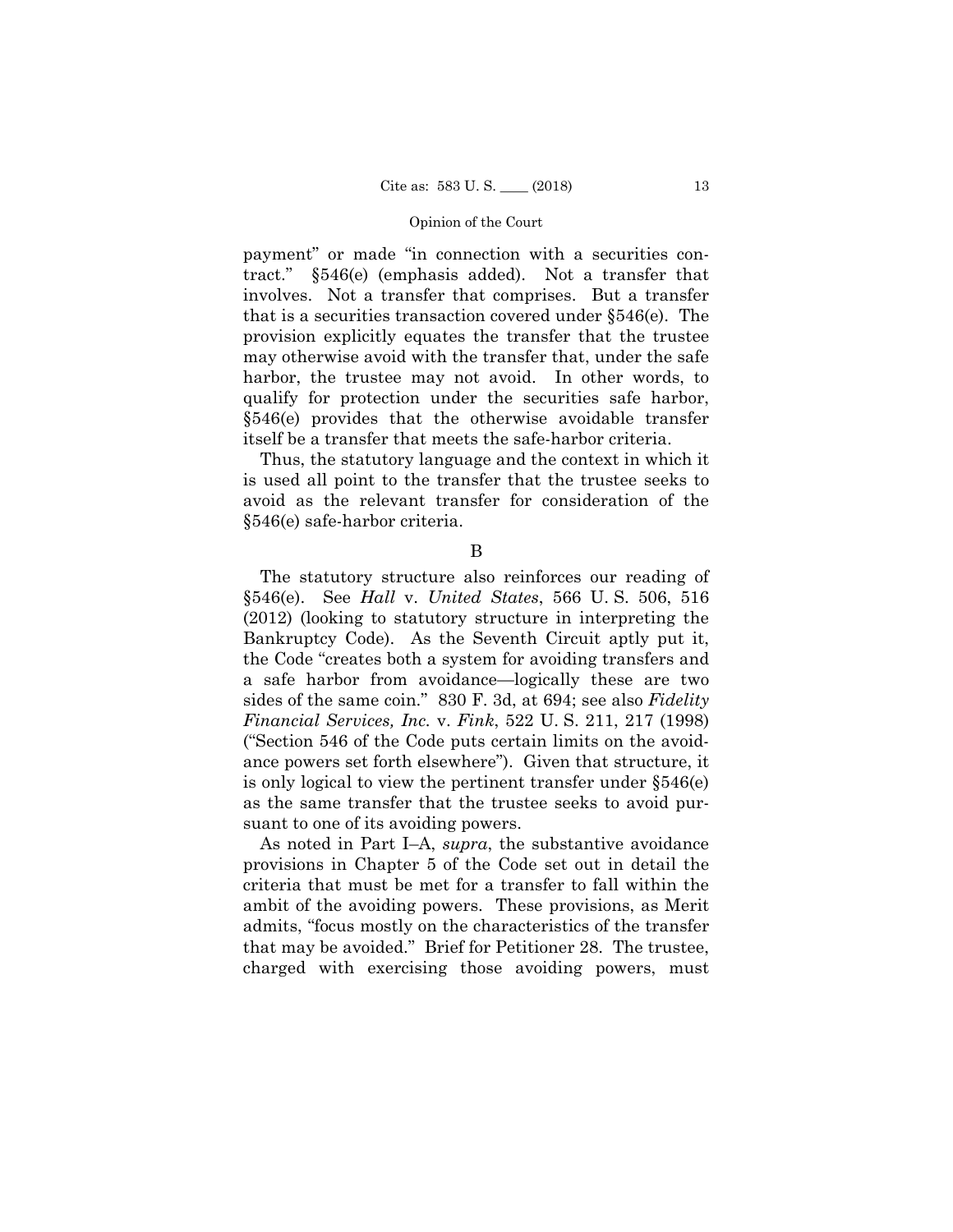payment" or made "in connection with a securities contract." §546(e) (emphasis added). Not a transfer that involves. Not a transfer that comprises. But a transfer that is a securities transaction covered under §546(e). The provision explicitly equates the transfer that the trustee may otherwise avoid with the transfer that, under the safe harbor, the trustee may not avoid. In other words, to qualify for protection under the securities safe harbor, §546(e) provides that the otherwise avoidable transfer itself be a transfer that meets the safe-harbor criteria.

Thus, the statutory language and the context in which it is used all point to the transfer that the trustee seeks to avoid as the relevant transfer for consideration of the §546(e) safe-harbor criteria.

B

The statutory structure also reinforces our reading of §546(e). See *Hall* v. *United States*, 566 U. S. 506, 516 (2012) (looking to statutory structure in interpreting the Bankruptcy Code). As the Seventh Circuit aptly put it, the Code "creates both a system for avoiding transfers and a safe harbor from avoidance—logically these are two sides of the same coin." 830 F. 3d, at 694; see also *Fidelity Financial Services, Inc.* v. *Fink*, 522 U. S. 211, 217 (1998) ("Section 546 of the Code puts certain limits on the avoidance powers set forth elsewhere"). Given that structure, it is only logical to view the pertinent transfer under §546(e) as the same transfer that the trustee seeks to avoid pursuant to one of its avoiding powers.

As noted in Part I–A, *supra*, the substantive avoidance provisions in Chapter 5 of the Code set out in detail the criteria that must be met for a transfer to fall within the ambit of the avoiding powers. These provisions, as Merit admits, "focus mostly on the characteristics of the transfer that may be avoided." Brief for Petitioner 28. The trustee, charged with exercising those avoiding powers, must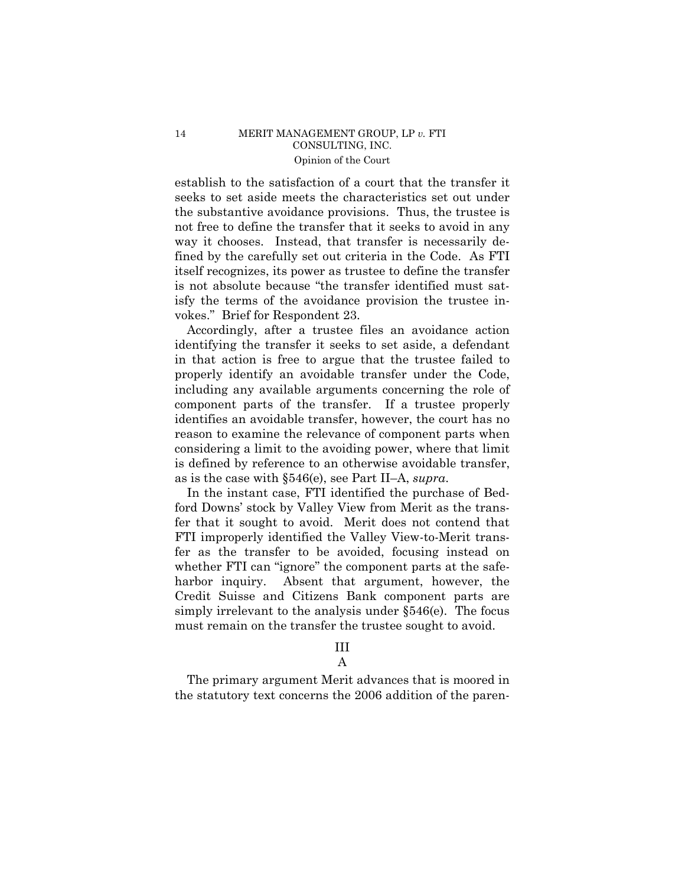establish to the satisfaction of a court that the transfer it seeks to set aside meets the characteristics set out under the substantive avoidance provisions. Thus, the trustee is not free to define the transfer that it seeks to avoid in any way it chooses. Instead, that transfer is necessarily defined by the carefully set out criteria in the Code. As FTI itself recognizes, its power as trustee to define the transfer is not absolute because "the transfer identified must satisfy the terms of the avoidance provision the trustee invokes." Brief for Respondent 23.

Accordingly, after a trustee files an avoidance action identifying the transfer it seeks to set aside, a defendant in that action is free to argue that the trustee failed to properly identify an avoidable transfer under the Code, including any available arguments concerning the role of component parts of the transfer. If a trustee properly identifies an avoidable transfer, however, the court has no reason to examine the relevance of component parts when considering a limit to the avoiding power, where that limit is defined by reference to an otherwise avoidable transfer, as is the case with §546(e), see Part II–A, *supra*.

In the instant case, FTI identified the purchase of Bedford Downs' stock by Valley View from Merit as the transfer that it sought to avoid. Merit does not contend that FTI improperly identified the Valley View-to-Merit transfer as the transfer to be avoided, focusing instead on whether FTI can "ignore" the component parts at the safe-harbor inquiry. Absent that argument, however, the Credit Suisse and Citizens Bank component parts are simply irrelevant to the analysis under §546(e). The focus must remain on the transfer the trustee sought to avoid.

## III

### A

The primary argument Merit advances that is moored in the statutory text concerns the 2006 addition of the paren-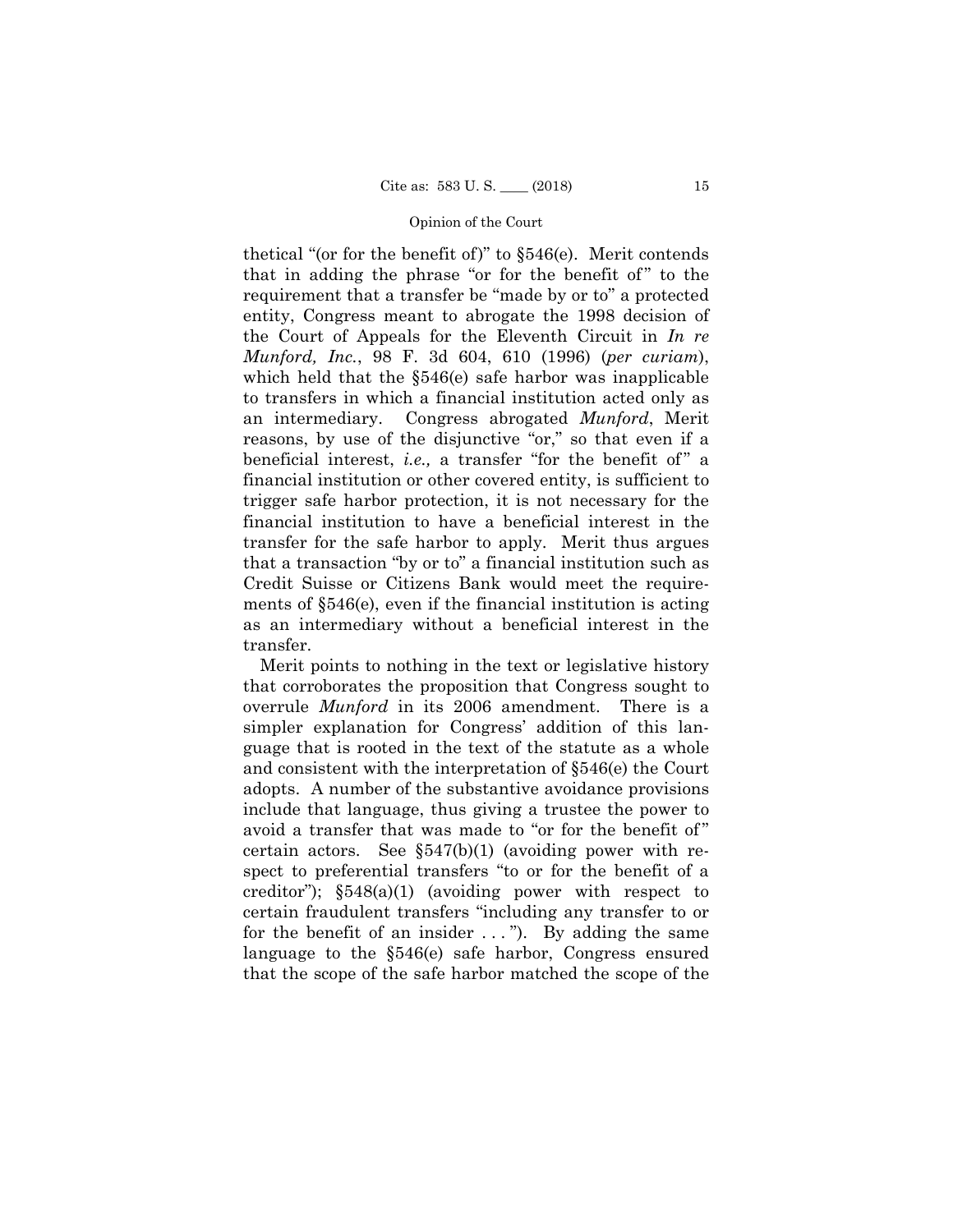thetical "(or for the benefit of)" to §546(e). Merit contends that in adding the phrase "or for the benefit of" to the requirement that a transfer be "made by or to" a protected entity, Congress meant to abrogate the 1998 decision of the Court of Appeals for the Eleventh Circuit in *In re Munford, Inc.*, 98 F. 3d 604, 610 (1996) (*per curiam*), which held that the §546(e) safe harbor was inapplicable to transfers in which a financial institution acted only as an intermediary. Congress abrogated *Munford*, Merit reasons, by use of the disjunctive "or," so that even if a beneficial interest, *i.e.,* a transfer "for the benefit of" a financial institution or other covered entity, is sufficient to trigger safe harbor protection, it is not necessary for the financial institution to have a beneficial interest in the transfer for the safe harbor to apply. Merit thus argues that a transaction "by or to" a financial institution such as Credit Suisse or Citizens Bank would meet the requirements of §546(e), even if the financial institution is acting as an intermediary without a beneficial interest in the transfer.

Merit points to nothing in the text or legislative history that corroborates the proposition that Congress sought to overrule *Munford* in its 2006 amendment. There is a simpler explanation for Congress' addition of this language that is rooted in the text of the statute as a whole and consistent with the interpretation of §546(e) the Court adopts. A number of the substantive avoidance provisions include that language, thus giving a trustee the power to avoid a transfer that was made to "or for the benefit of" certain actors. See §547(b)(1) (avoiding power with respect to preferential transfers "to or for the benefit of a creditor"); §548(a)(1) (avoiding power with respect to certain fraudulent transfers "including any transfer to or for the benefit of an insider . . . "). By adding the same language to the §546(e) safe harbor, Congress ensured that the scope of the safe harbor matched the scope of the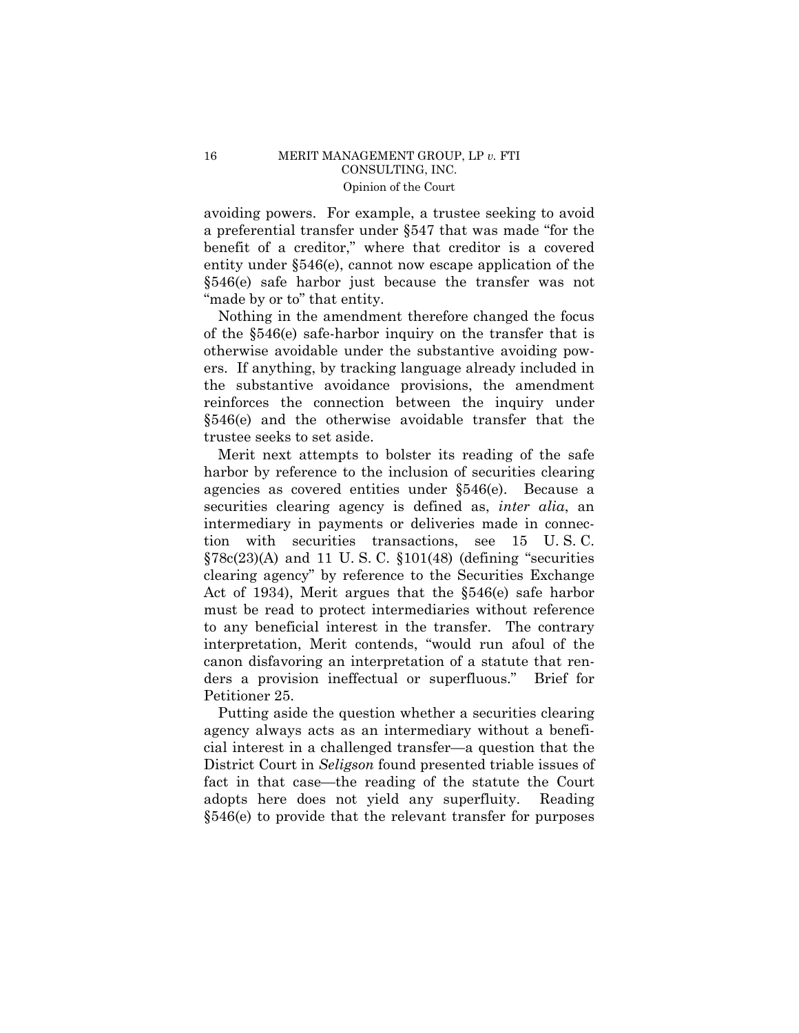avoiding powers. For example, a trustee seeking to avoid a preferential transfer under §547 that was made "for the benefit of a creditor," where that creditor is a covered entity under §546(e), cannot now escape application of the §546(e) safe harbor just because the transfer was not "made by or to" that entity.

Nothing in the amendment therefore changed the focus of the §546(e) safe-harbor inquiry on the transfer that is otherwise avoidable under the substantive avoiding powers. If anything, by tracking language already included in the substantive avoidance provisions, the amendment reinforces the connection between the inquiry under §546(e) and the otherwise avoidable transfer that the trustee seeks to set aside.

Merit next attempts to bolster its reading of the safe harbor by reference to the inclusion of securities clearing agencies as covered entities under §546(e). Because a securities clearing agency is defined as, *inter alia*, an intermediary in payments or deliveries made in connection with securities transactions, see 15 U. S. C. §78c(23)(A) and 11 U. S. C. §101(48) (defining "securities clearing agency" by reference to the Securities Exchange Act of 1934), Merit argues that the §546(e) safe harbor must be read to protect intermediaries without reference to any beneficial interest in the transfer. The contrary interpretation, Merit contends, "would run afoul of the canon disfavoring an interpretation of a statute that renders a provision ineffectual or superfluous." Brief for Petitioner 25.

Putting aside the question whether a securities clearing agency always acts as an intermediary without a beneficial interest in a challenged transfer—a question that the District Court in *Seligson* found presented triable issues of fact in that case—the reading of the statute the Court adopts here does not yield any superfluity. Reading §546(e) to provide that the relevant transfer for purposes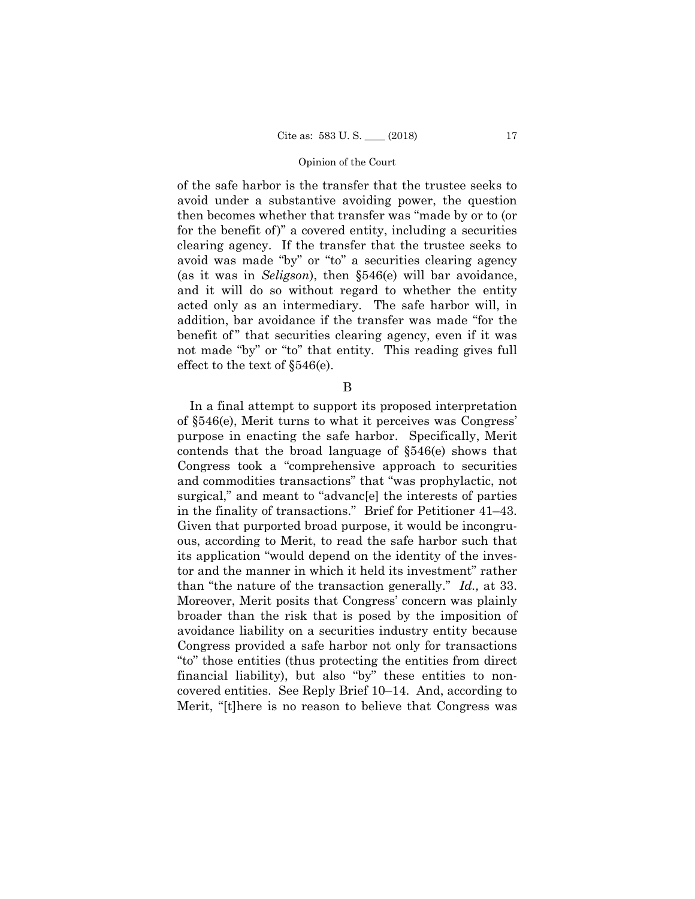of the safe harbor is the transfer that the trustee seeks to avoid under a substantive avoiding power, the question then becomes whether that transfer was "made by or to (or for the benefit of)" a covered entity, including a securities clearing agency. If the transfer that the trustee seeks to avoid was made "by" or "to" a securities clearing agency (as it was in *Seligson*), then §546(e) will bar avoidance, and it will do so without regard to whether the entity acted only as an intermediary. The safe harbor will, in addition, bar avoidance if the transfer was made "for the benefit of" that securities clearing agency, even if it was not made "by" or "to" that entity. This reading gives full effect to the text of §546(e).

B

In a final attempt to support its proposed interpretation of §546(e), Merit turns to what it perceives was Congress' purpose in enacting the safe harbor. Specifically, Merit contends that the broad language of §546(e) shows that Congress took a "comprehensive approach to securities and commodities transactions" that "was prophylactic, not surgical," and meant to "advanc[e] the interests of parties in the finality of transactions." Brief for Petitioner 41–43. Given that purported broad purpose, it would be incongruous, according to Merit, to read the safe harbor such that its application "would depend on the identity of the investor and the manner in which it held its investment" rather than "the nature of the transaction generally." *Id.,* at 33. Moreover, Merit posits that Congress' concern was plainly broader than the risk that is posed by the imposition of avoidance liability on a securities industry entity because Congress provided a safe harbor not only for transactions "to" those entities (thus protecting the entities from direct financial liability), but also "by" these entities to non-covered entities. See Reply Brief 10–14. And, according to Merit, "[t]here is no reason to believe that Congress was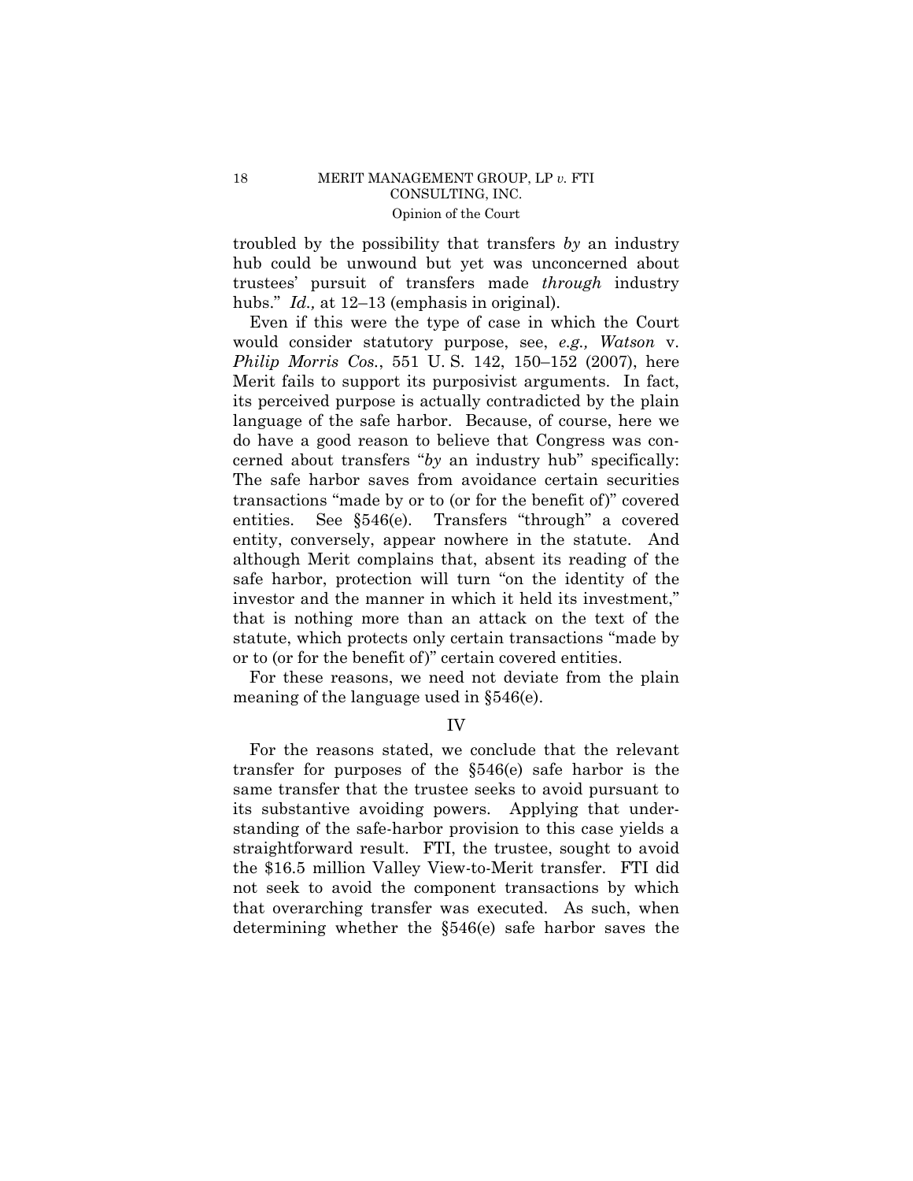troubled by the possibility that transfers *by* an industry hub could be unwound but yet was unconcerned about trustees' pursuit of transfers made *through* industry hubs." *Id.,* at 12–13 (emphasis in original).

Even if this were the type of case in which the Court would consider statutory purpose, see, *e.g., Watson* v. *Philip Morris Cos.*, 551 U. S. 142, 150–152 (2007), here Merit fails to support its purposivist arguments. In fact, its perceived purpose is actually contradicted by the plain language of the safe harbor. Because, of course, here we do have a good reason to believe that Congress was concerned about transfers "*by* an industry hub" specifically: The safe harbor saves from avoidance certain securities transactions "made by or to (or for the benefit of)" covered entities. See §546(e). Transfers "through" a covered entity, conversely, appear nowhere in the statute. And although Merit complains that, absent its reading of the safe harbor, protection will turn "on the identity of the investor and the manner in which it held its investment," that is nothing more than an attack on the text of the statute, which protects only certain transactions "made by or to (or for the benefit of)" certain covered entities.

For these reasons, we need not deviate from the plain meaning of the language used in §546(e).

## IV

For the reasons stated, we conclude that the relevant transfer for purposes of the §546(e) safe harbor is the same transfer that the trustee seeks to avoid pursuant to its substantive avoiding powers. Applying that understanding of the safe-harbor provision to this case yields a straightforward result. FTI, the trustee, sought to avoid the $16.5 million Valley View-to-Merit transfer. FTI did not seek to avoid the component transactions by which that overarching transfer was executed. As such, when determining whether the §546(e) safe harbor saves the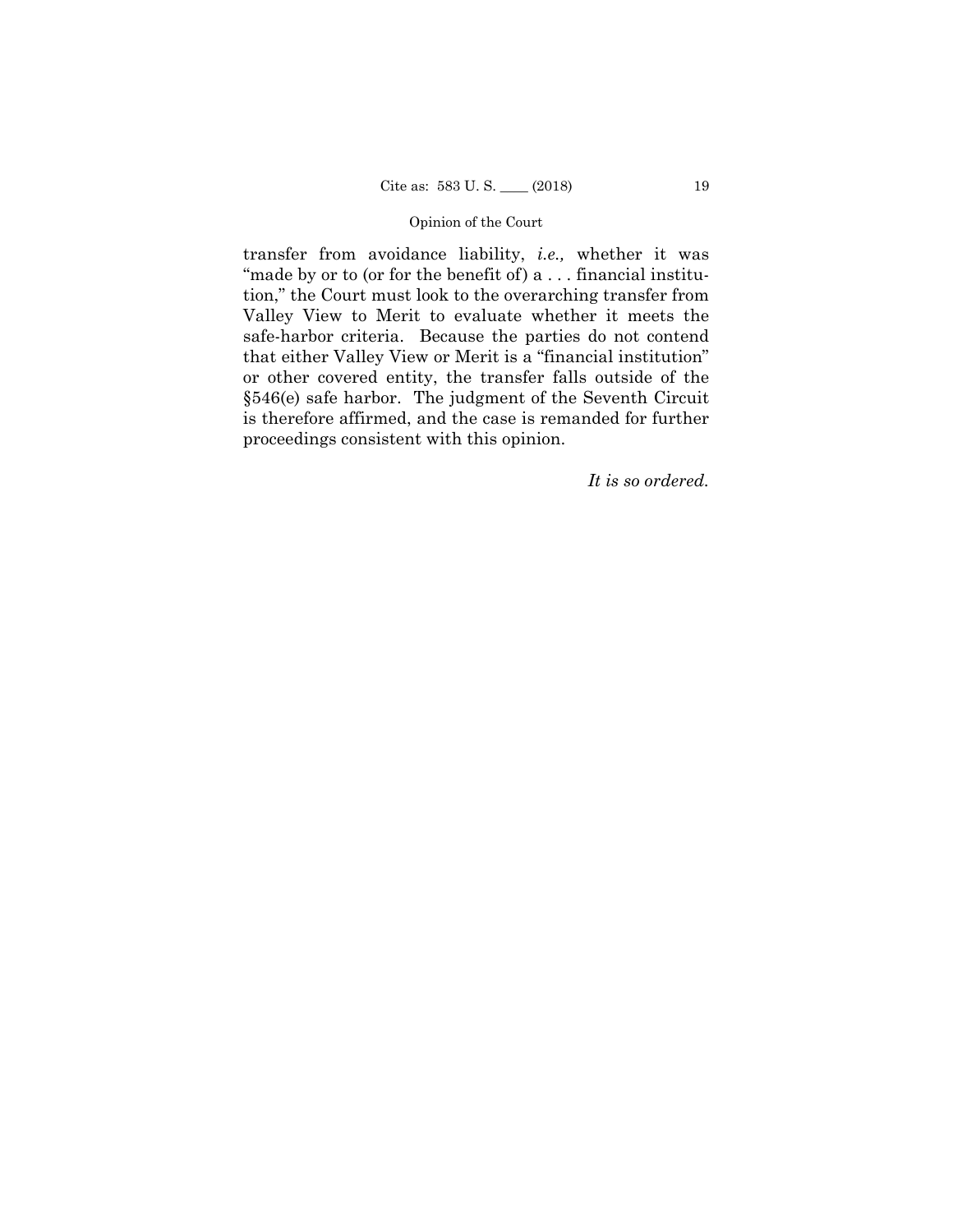transfer from avoidance liability, *i.e.,* whether it was "made by or to (or for the benefit of) a . . . financial institution," the Court must look to the overarching transfer from Valley View to Merit to evaluate whether it meets the safe-harbor criteria. Because the parties do not contend that either Valley View or Merit is a "financial institution" or other covered entity, the transfer falls outside of the §546(e) safe harbor. The judgment of the Seventh Circuit is therefore affirmed, and the case is remanded for further proceedings consistent with this opinion.

*It is so ordered.*